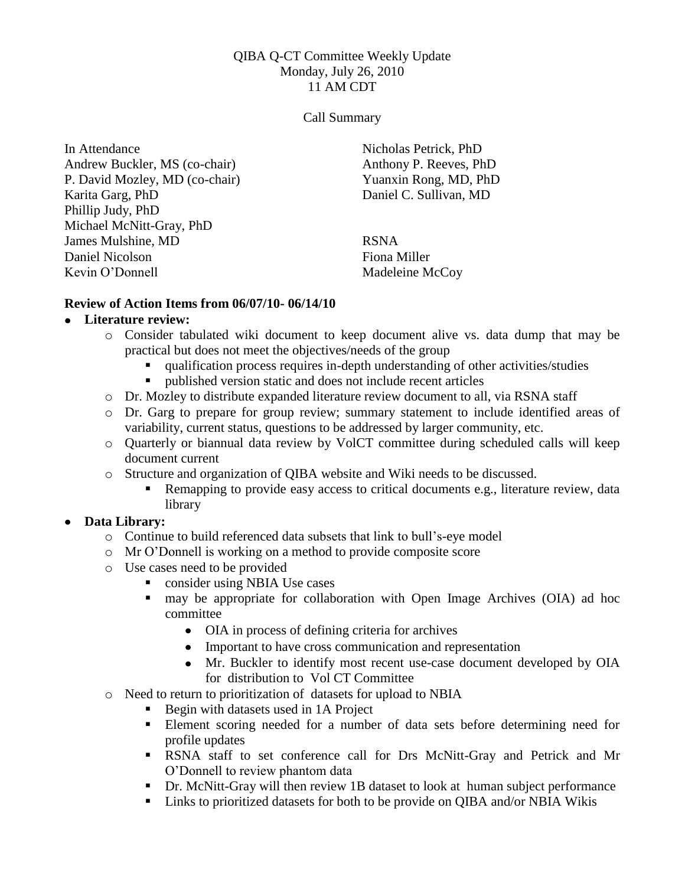QIBA Q-CT Committee Weekly Update
Monday, July 26, 2010
11 AM CDT

Call Summary

In Attendance
Andrew Buckler, MS (co-chair)
P. David Mozley, MD (co-chair)
Karita Garg, PhD
Phillip Judy, PhD
Michael McNitt-Gray, PhD
James Mulshine, MD
Daniel Nicolson
Kevin O'Donnell
Nicholas Petrick, PhD
Anthony P. Reeves, PhD
Yuanxin Rong, MD, PhD
Daniel C. Sullivan, MD

RSNA
Fiona Miller
Madeleine McCoy

**Review of Action Items from 06/07/10- 06/14/10**

- **Literature review:**
  - Consider tabulated wiki document to keep document alive vs. data dump that may be practical but does not meet the objectives/needs of the group
    - qualification process requires in-depth understanding of other activities/studies
    - published version static and does not include recent articles
  - Dr. Mozley to distribute expanded literature review document to all, via RSNA staff
  - Dr. Garg to prepare for group review; summary statement to include identified areas of variability, current status, questions to be addressed by larger community, etc.
  - Quarterly or biannual data review by VolCT committee during scheduled calls will keep document current
  - Structure and organization of QIBA website and Wiki needs to be discussed.
    - Remapping to provide easy access to critical documents e.g., literature review, data library
- **Data Library:**
  - Continue to build referenced data subsets that link to bull's-eye model
  - Mr O'Donnell is working on a method to provide composite score
  - Use cases need to be provided
    - consider using NBIA Use cases
    - may be appropriate for collaboration with Open Image Archives (OIA) ad hoc committee
      - OIA in process of defining criteria for archives
      - Important to have cross communication and representation
      - Mr. Buckler to identify most recent use-case document developed by OIA for distribution to Vol CT Committee
  - Need to return to prioritization of datasets for upload to NBIA
    - Begin with datasets used in 1A Project
    - Element scoring needed for a number of data sets before determining need for profile updates
    - RSNA staff to set conference call for Drs McNitt-Gray and Petrick and Mr O'Donnell to review phantom data
    - Dr. McNitt-Gray will then review 1B dataset to look at human subject performance
    - Links to prioritized datasets for both to be provide on QIBA and/or NBIA Wikis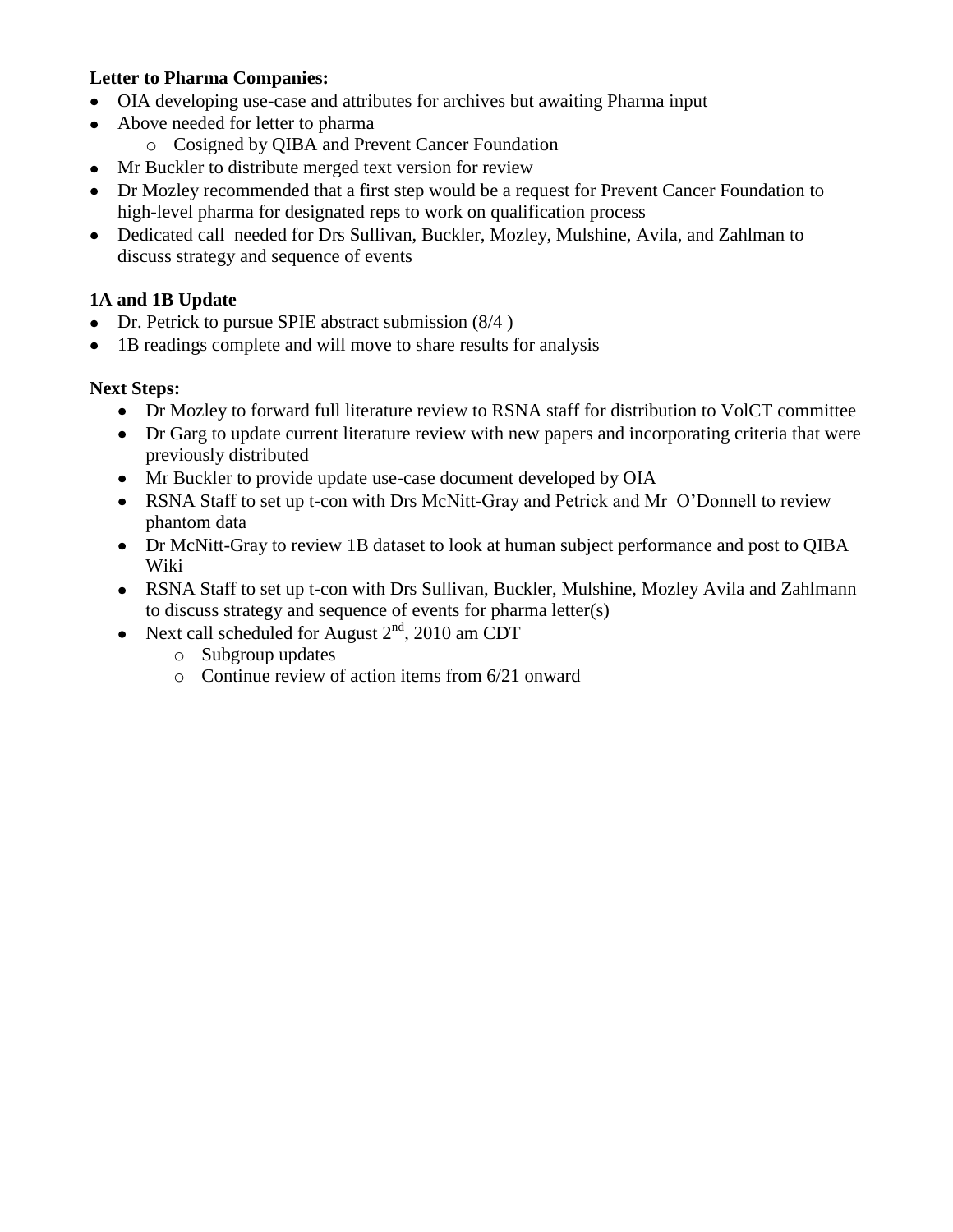**Letter to Pharma Companies:**

- OIA developing use-case and attributes for archives but awaiting Pharma input
- Above needed for letter to pharma
  - Cosigned by QIBA and Prevent Cancer Foundation
- Mr Buckler to distribute merged text version for review
- Dr Mozley recommended that a first step would be a request for Prevent Cancer Foundation to high-level pharma for designated reps to work on qualification process
- Dedicated call needed for Drs Sullivan, Buckler, Mozley, Mulshine, Avila, and Zahlman to discuss strategy and sequence of events

**1A and 1B Update**

- Dr. Petrick to pursue SPIE abstract submission (8/4 )
- 1B readings complete and will move to share results for analysis

**Next Steps:**

- Dr Mozley to forward full literature review to RSNA staff for distribution to VolCT committee
- Dr Garg to update current literature review with new papers and incorporating criteria that were previously distributed
- Mr Buckler to provide update use-case document developed by OIA
- RSNA Staff to set up t-con with Drs McNitt-Gray and Petrick and Mr O'Donnell to review phantom data
- Dr McNitt-Gray to review 1B dataset to look at human subject performance and post to QIBA Wiki
- RSNA Staff to set up t-con with Drs Sullivan, Buckler, Mulshine, Mozley Avila and Zahlmann to discuss strategy and sequence of events for pharma letter(s)
- Next call scheduled for August 2nd, 2010 am CDT
  - Subgroup updates
  - Continue review of action items from 6/21 onward